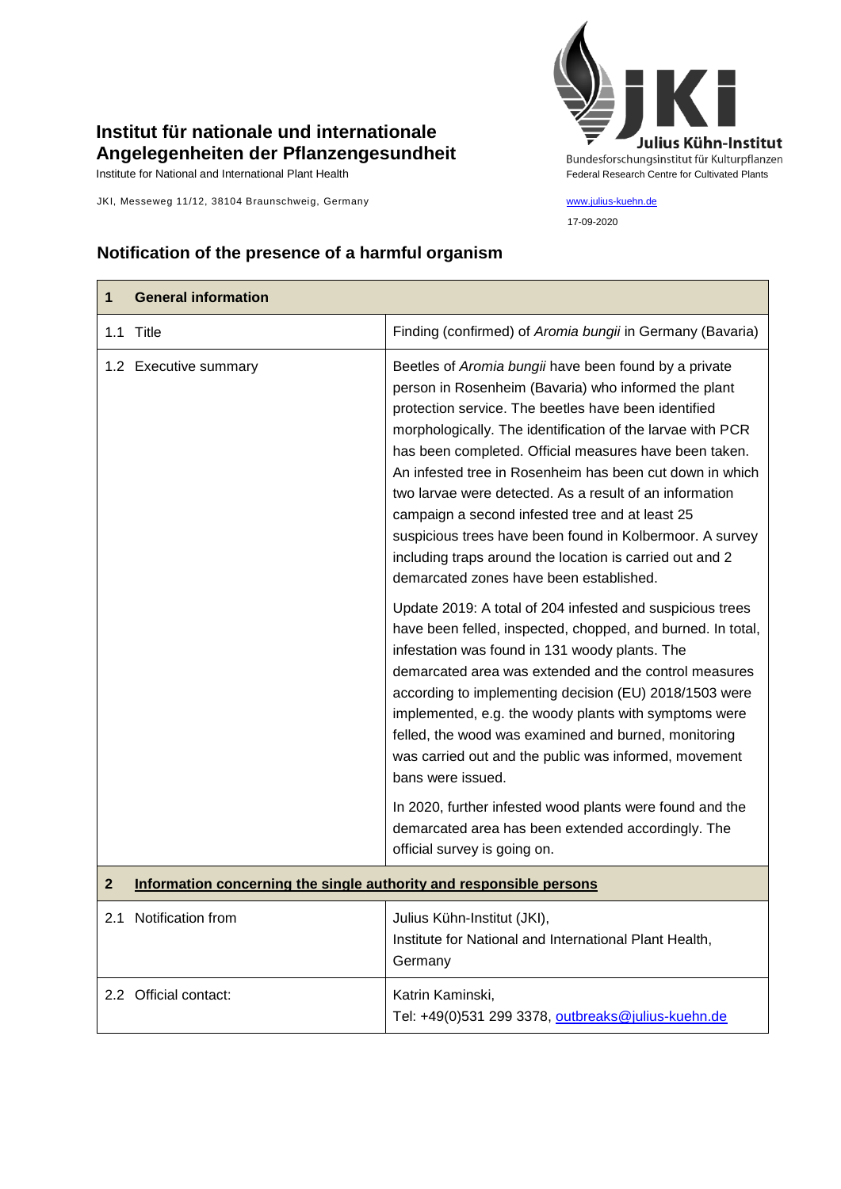# Institut für nationale und internationale Angelegenheiten der Pflanzengesundheit

Institute for National and International Plant Health

JKI, Messeweg 11/12, 38104 Braunschweig, Germany

Julius Kühn-Institut
Bundesforschungsinstitut für Kulturpflanzen
Federal Research Centre for Cultivated Plants

www.julius-kuehn.de

17-09-2020

## Notification of the presence of a harmful organism

| **1 General information** | |
|---|---|
| 1.1 Title | Finding (confirmed) of *Aromia bungii* in Germany (Bavaria) |
| 1.2 Executive summary | Beetles of *Aromia bungii* have been found by a private person in Rosenheim (Bavaria) who informed the plant protection service. The beetles have been identified morphologically. The identification of the larvae with PCR has been completed. Official measures have been taken. An infested tree in Rosenheim has been cut down in which two larvae were detected. As a result of an information campaign a second infested tree and at least 25 suspicious trees have been found in Kolbermoor. A survey including traps around the location is carried out and 2 demarcated zones have been established.<br><br>Update 2019: A total of 204 infested and suspicious trees have been felled, inspected, chopped, and burned. In total, infestation was found in 131 woody plants. The demarcated area was extended and the control measures according to implementing decision (EU) 2018/1503 were implemented, e.g. the woody plants with symptoms were felled, the wood was examined and burned, monitoring was carried out and the public was informed, movement bans were issued.<br><br>In 2020, further infested wood plants were found and the demarcated area has been extended accordingly. The official survey is going on. |
| **2 Information concerning the single authority and responsible persons** | |
| 2.1 Notification from | Julius Kühn-Institut (JKI),<br>Institute for National and International Plant Health, Germany |
| 2.2 Official contact: | Katrin Kaminski,<br>Tel: +49(0)531 299 3378, outbreaks@julius-kuehn.de |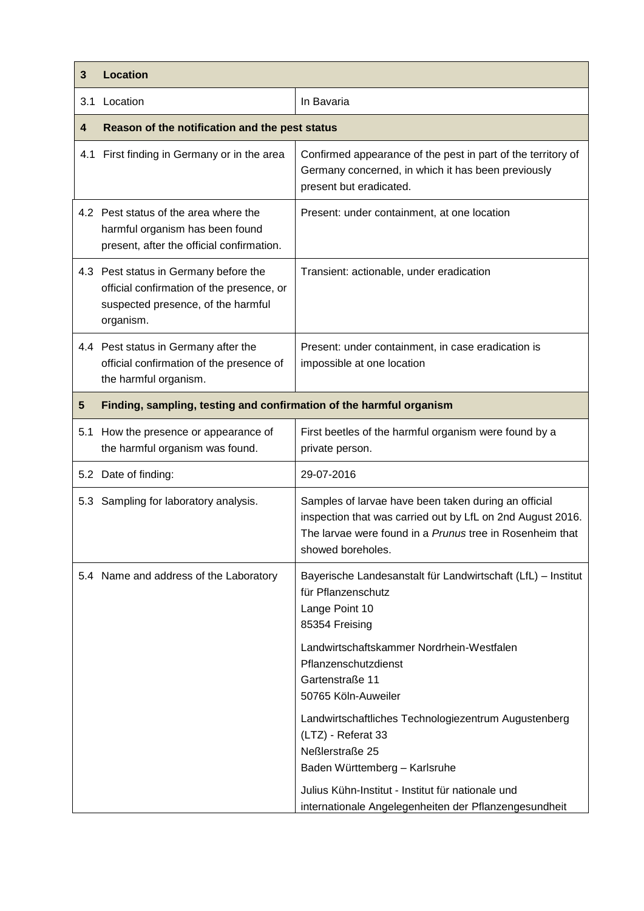| 3 | Location | |
|---|---|---|
| 3.1 | Location | In Bavaria |
| **4** | **Reason of the notification and the pest status** | |
| 4.1 | First finding in Germany or in the area | Confirmed appearance of the pest in part of the territory of Germany concerned, in which it has been previously present but eradicated. |
| 4.2 | Pest status of the area where the harmful organism has been found present, after the official confirmation. | Present: under containment, at one location |
| 4.3 | Pest status in Germany before the official confirmation of the presence, or suspected presence, of the harmful organism. | Transient: actionable, under eradication |
| 4.4 | Pest status in Germany after the official confirmation of the presence of the harmful organism. | Present: under containment, in case eradication is impossible at one location |
| **5** | **Finding, sampling, testing and confirmation of the harmful organism** | |
| 5.1 | How the presence or appearance of the harmful organism was found. | First beetles of the harmful organism were found by a private person. |
| 5.2 | Date of finding: | 29-07-2016 |
| 5.3 | Sampling for laboratory analysis. | Samples of larvae have been taken during an official inspection that was carried out by LfL on 2nd August 2016. The larvae were found in a *Prunus* tree in Rosenheim that showed boreholes. |
| 5.4 | Name and address of the Laboratory | Bayerische Landesanstalt für Landwirtschaft (LfL) – Institut für Pflanzenschutz<br>Lange Point 10<br>85354 Freising<br><br>Landwirtschaftskammer Nordrhein-Westfalen<br>Pflanzenschutzdienst<br>Gartenstraße 11<br>50765 Köln-Auweiler<br><br>Landwirtschaftliches Technologiezentrum Augustenberg (LTZ) - Referat 33<br>Neßlerstraße 25<br>Baden Württemberg – Karlsruhe<br><br>Julius Kühn-Institut - Institut für nationale und internationale Angelegenheiten der Pflanzengesundheit |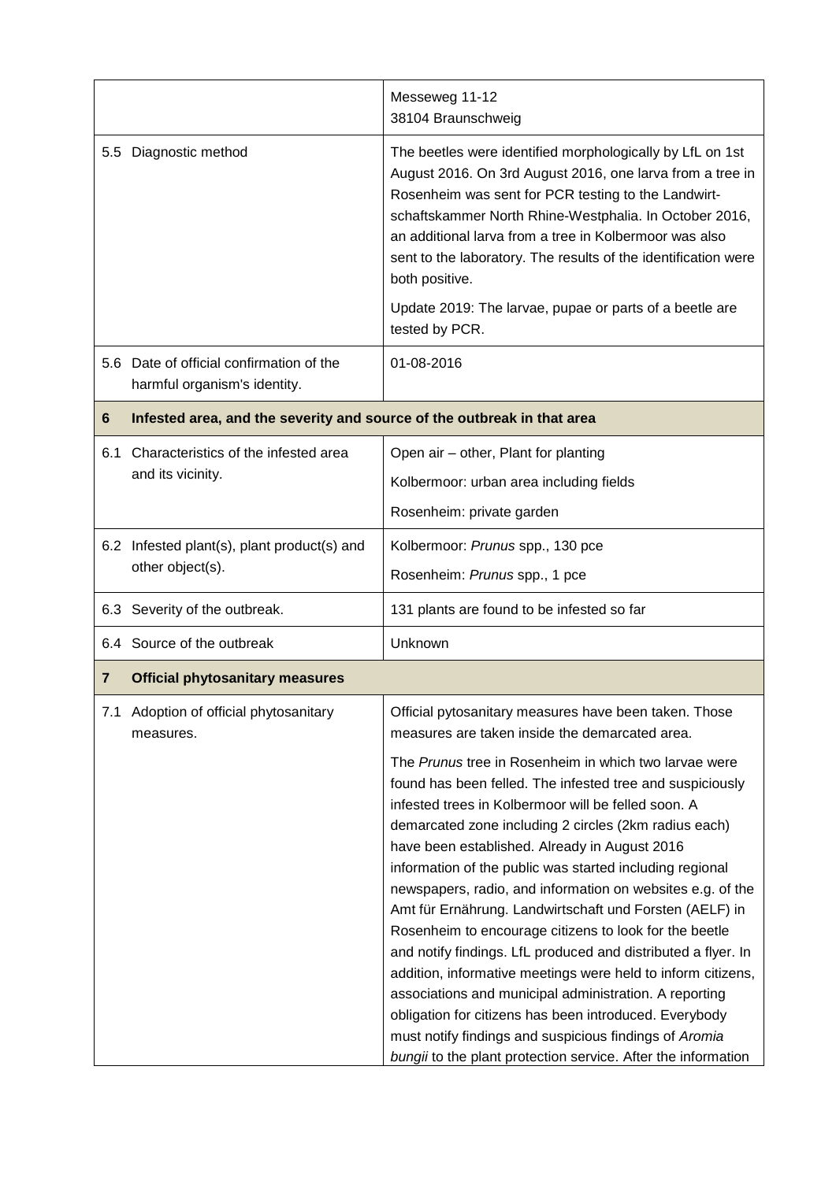| | |
|---|---|
| | Messeweg 11-12<br>38104 Braunschweig |
| 5.5 Diagnostic method | The beetles were identified morphologically by LfL on 1st August 2016. On 3rd August 2016, one larva from a tree in Rosenheim was sent for PCR testing to the Landwirt-schaftskammer North Rhine-Westphalia. In October 2016, an additional larva from a tree in Kolbermoor was also sent to the laboratory. The results of the identification were both positive.<br><br>Update 2019: The larvae, pupae or parts of a beetle are tested by PCR. |
| 5.6 Date of official confirmation of the harmful organism's identity. | 01-08-2016 |
| **6 Infested area, and the severity and source of the outbreak in that area** | |
| 6.1 Characteristics of the infested area and its vicinity. | Open air – other, Plant for planting<br><br>Kolbermoor: urban area including fields<br><br>Rosenheim: private garden |
| 6.2 Infested plant(s), plant product(s) and other object(s). | Kolbermoor: *Prunus* spp., 130 pce<br><br>Rosenheim: *Prunus* spp., 1 pce |
| 6.3 Severity of the outbreak. | 131 plants are found to be infested so far |
| 6.4 Source of the outbreak | Unknown |
| **7 Official phytosanitary measures** | |
| 7.1 Adoption of official phytosanitary measures. | Official pytosanitary measures have been taken. Those measures are taken inside the demarcated area.<br><br>The *Prunus* tree in Rosenheim in which two larvae were found has been felled. The infested tree and suspiciously infested trees in Kolbermoor will be felled soon. A demarcated zone including 2 circles (2km radius each) have been established. Already in August 2016 information of the public was started including regional newspapers, radio, and information on websites e.g. of the Amt für Ernährung. Landwirtschaft und Forsten (AELF) in Rosenheim to encourage citizens to look for the beetle and notify findings. LfL produced and distributed a flyer. In addition, informative meetings were held to inform citizens, associations and municipal administration. A reporting obligation for citizens has been introduced. Everybody must notify findings and suspicious findings of *Aromia bungii* to the plant protection service. After the information |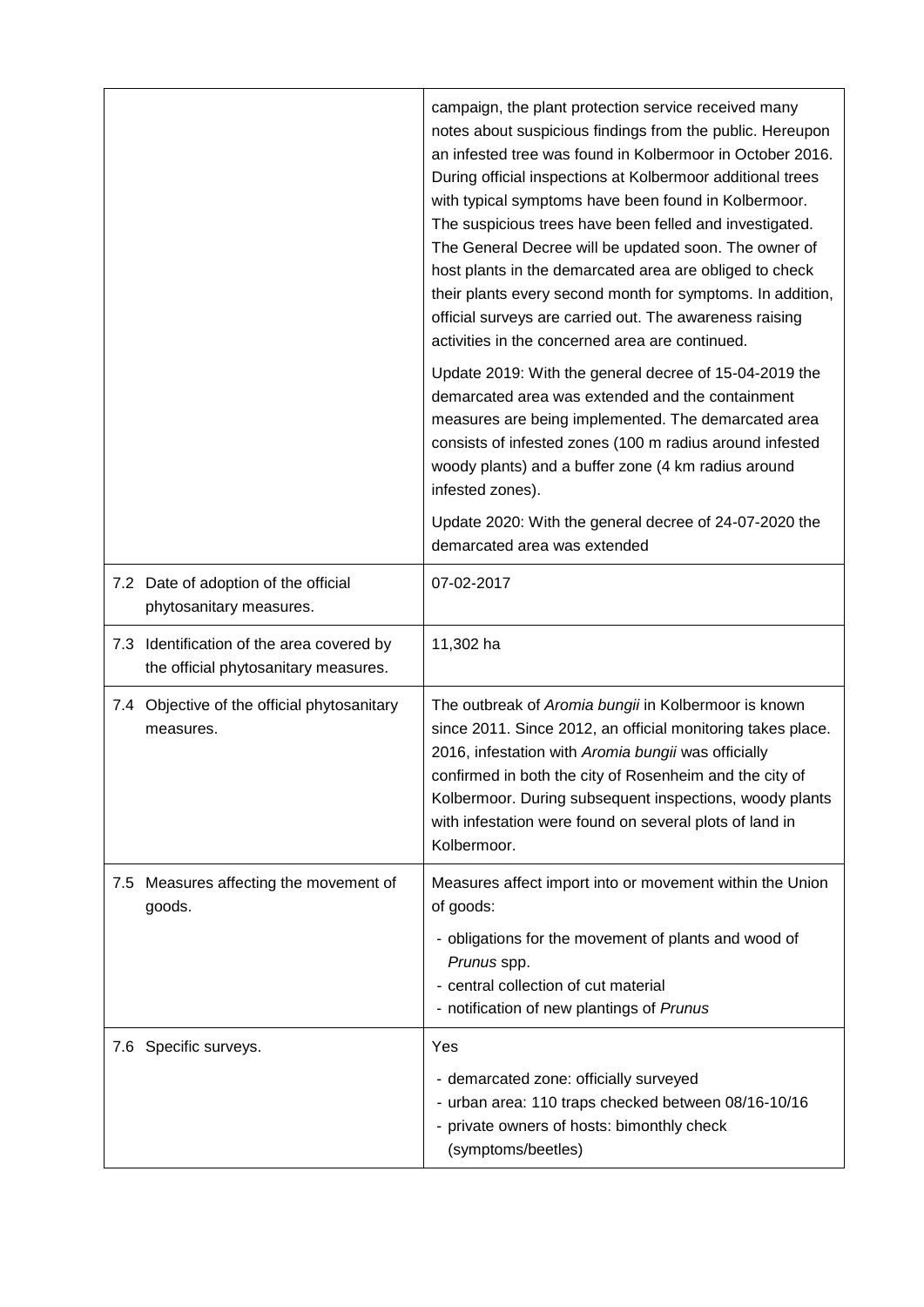| | |
|---|---|
| | campaign, the plant protection service received many notes about suspicious findings from the public. Hereupon an infested tree was found in Kolbermoor in October 2016. During official inspections at Kolbermoor additional trees with typical symptoms have been found in Kolbermoor. The suspicious trees have been felled and investigated. The General Decree will be updated soon. The owner of host plants in the demarcated area are obliged to check their plants every second month for symptoms. In addition, official surveys are carried out. The awareness raising activities in the concerned area are continued.<br><br>Update 2019: With the general decree of 15-04-2019 the demarcated area was extended and the containment measures are being implemented. The demarcated area consists of infested zones (100 m radius around infested woody plants) and a buffer zone (4 km radius around infested zones).<br><br>Update 2020: With the general decree of 24-07-2020 the demarcated area was extended |
| 7.2 Date of adoption of the official phytosanitary measures. | 07-02-2017 |
| 7.3 Identification of the area covered by the official phytosanitary measures. | 11,302 ha |
| 7.4 Objective of the official phytosanitary measures. | The outbreak of *Aromia bungii* in Kolbermoor is known since 2011. Since 2012, an official monitoring takes place. 2016, infestation with *Aromia bungii* was officially confirmed in both the city of Rosenheim and the city of Kolbermoor. During subsequent inspections, woody plants with infestation were found on several plots of land in Kolbermoor. |
| 7.5 Measures affecting the movement of goods. | Measures affect import into or movement within the Union of goods:<br><br>- obligations for the movement of plants and wood of *Prunus* spp.<br>- central collection of cut material<br>- notification of new plantings of *Prunus* |
| 7.6 Specific surveys. | Yes<br><br>- demarcated zone: officially surveyed<br>- urban area: 110 traps checked between 08/16-10/16<br>- private owners of hosts: bimonthly check (symptoms/beetles) |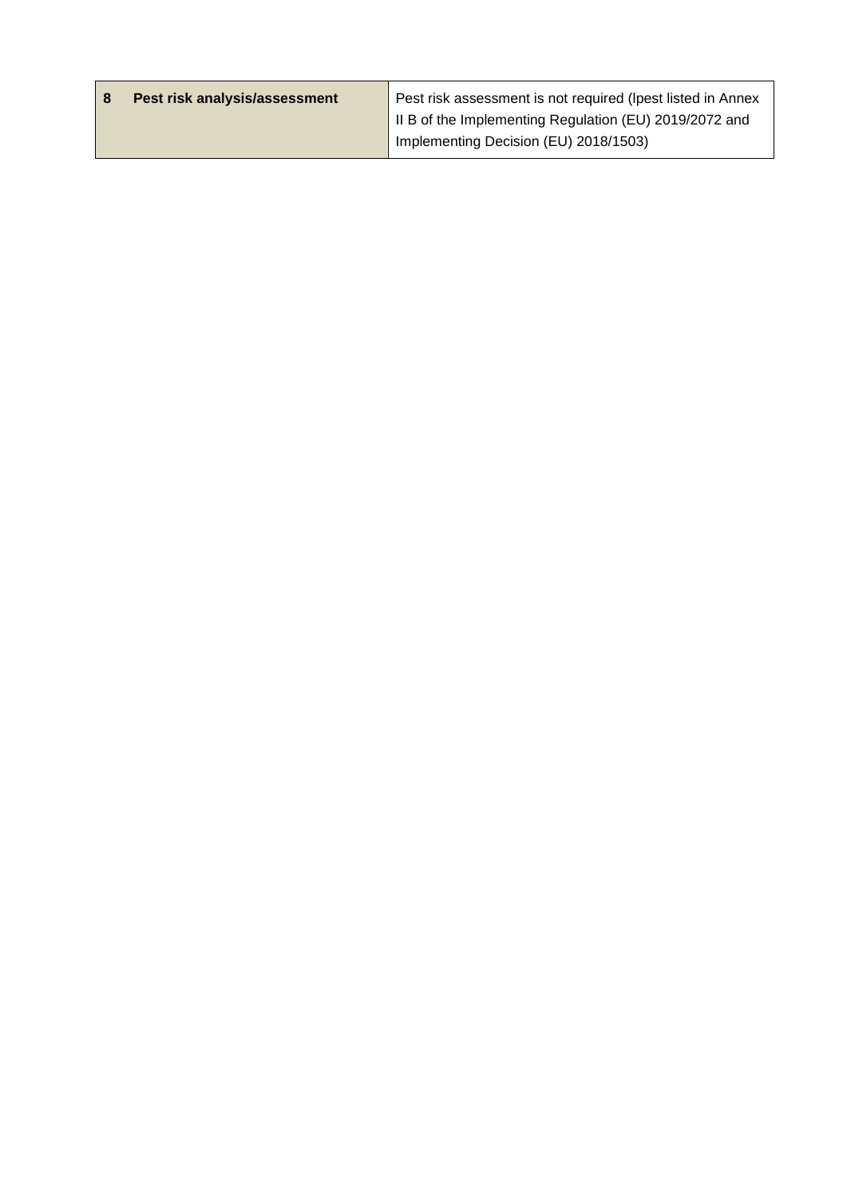| | | |
|---|---|---|
| **8** | **Pest risk analysis/assessment** | Pest risk assessment is not required (lpest listed in Annex II B of the Implementing Regulation (EU) 2019/2072 and Implementing Decision (EU) 2018/1503) |